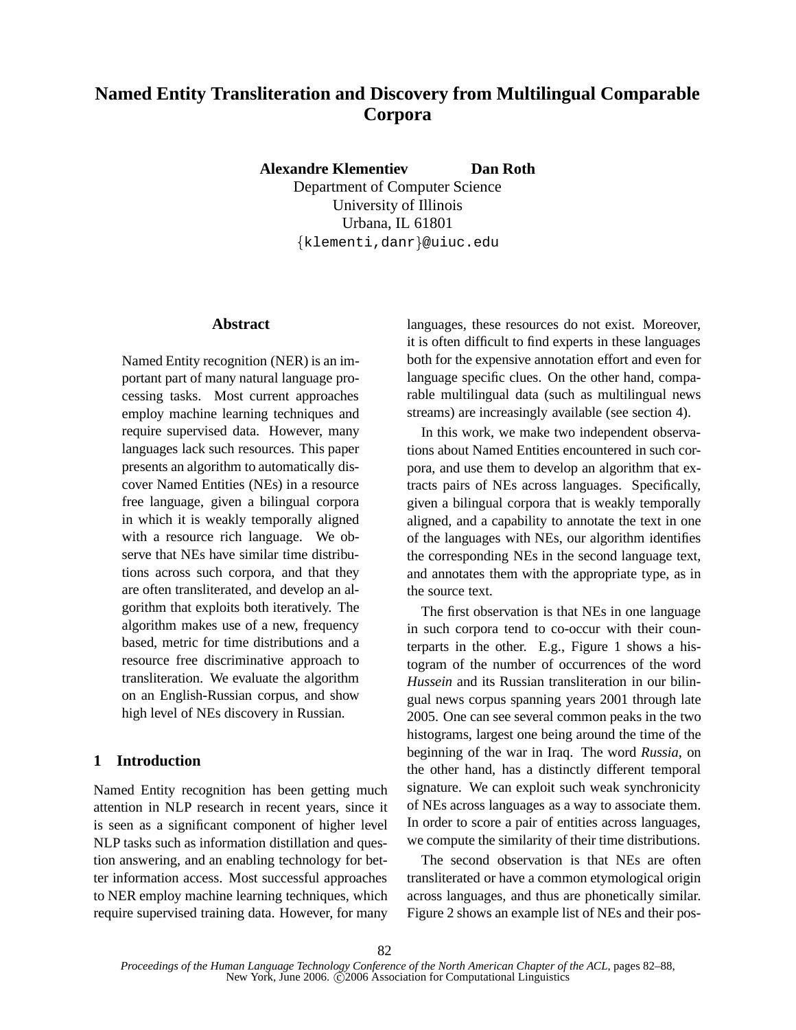# Named Entity Transliteration and Discovery from Multilingual Comparable Corpora

**Alexandre Klementiev** **Dan Roth**
Department of Computer Science
University of Illinois
Urbana, IL 61801
{klementi,danr}@uiuc.edu

## Abstract

Named Entity recognition (NER) is an important part of many natural language processing tasks. Most current approaches employ machine learning techniques and require supervised data. However, many languages lack such resources. This paper presents an algorithm to automatically discover Named Entities (NEs) in a resource free language, given a bilingual corpora in which it is weakly temporally aligned with a resource rich language. We observe that NEs have similar time distributions across such corpora, and that they are often transliterated, and develop an algorithm that exploits both iteratively. The algorithm makes use of a new, frequency based, metric for time distributions and a resource free discriminative approach to transliteration. We evaluate the algorithm on an English-Russian corpus, and show high level of NEs discovery in Russian.

## 1 Introduction

Named Entity recognition has been getting much attention in NLP research in recent years, since it is seen as a significant component of higher level NLP tasks such as information distillation and question answering, and an enabling technology for better information access. Most successful approaches to NER employ machine learning techniques, which require supervised training data. However, for many languages, these resources do not exist. Moreover, it is often difficult to find experts in these languages both for the expensive annotation effort and even for language specific clues. On the other hand, comparable multilingual data (such as multilingual news streams) are increasingly available (see section 4).

In this work, we make two independent observations about Named Entities encountered in such corpora, and use them to develop an algorithm that extracts pairs of NEs across languages. Specifically, given a bilingual corpora that is weakly temporally aligned, and a capability to annotate the text in one of the languages with NEs, our algorithm identifies the corresponding NEs in the second language text, and annotates them with the appropriate type, as in the source text.

The first observation is that NEs in one language in such corpora tend to co-occur with their counterparts in the other. E.g., Figure 1 shows a histogram of the number of occurrences of the word *Hussein* and its Russian transliteration in our bilingual news corpus spanning years 2001 through late 2005. One can see several common peaks in the two histograms, largest one being around the time of the beginning of the war in Iraq. The word *Russia*, on the other hand, has a distinctly different temporal signature. We can exploit such weak synchronicity of NEs across languages as a way to associate them. In order to score a pair of entities across languages, we compute the similarity of their time distributions.

The second observation is that NEs are often transliterated or have a common etymological origin across languages, and thus are phonetically similar. Figure 2 shows an example list of NEs and their pos-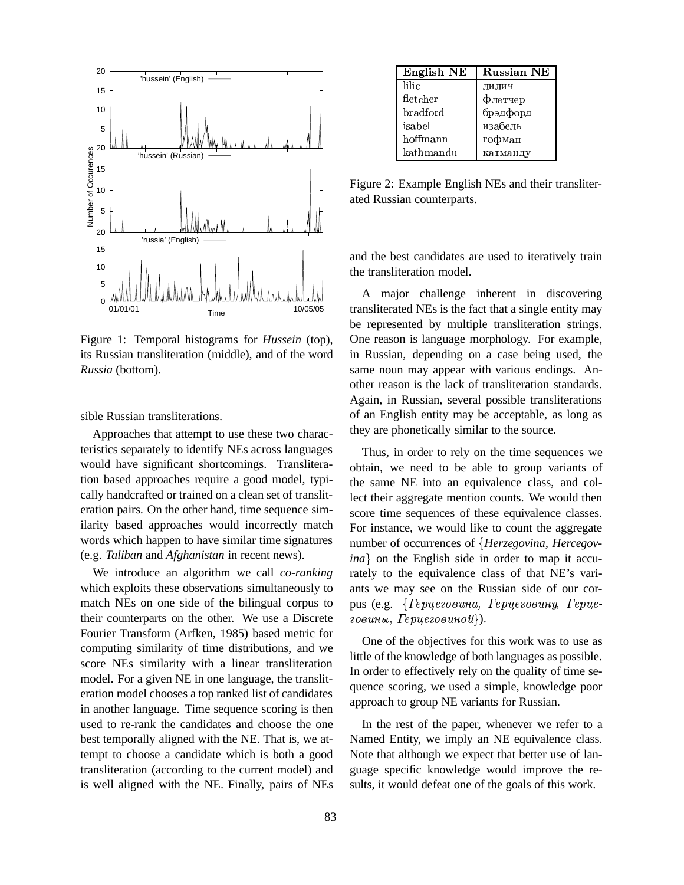Figure 1: Temporal histograms for *Hussein* (top), its Russian transliteration (middle), and of the word *Russia* (bottom).

sible Russian transliterations.

Approaches that attempt to use these two characteristics separately to identify NEs across languages would have significant shortcomings. Transliteration based approaches require a good model, typically handcrafted or trained on a clean set of transliteration pairs. On the other hand, time sequence similarity based approaches would incorrectly match words which happen to have similar time signatures (e.g. *Taliban* and *Afghanistan* in recent news).

We introduce an algorithm we call *co-ranking* which exploits these observations simultaneously to match NEs on one side of the bilingual corpus to their counterparts on the other. We use a Discrete Fourier Transform (Arfken, 1985) based metric for computing similarity of time distributions, and we score NEs similarity with a linear transliteration model. For a given NE in one language, the transliteration model chooses a top ranked list of candidates in another language. Time sequence scoring is then used to re-rank the candidates and choose the one best temporally aligned with the NE. That is, we attempt to choose a candidate which is both a good transliteration (according to the current model) and is well aligned with the NE. Finally, pairs of NEs and the best candidates are used to iteratively train the transliteration model.

| English NE | Russian NE |
|---|---|
| lilic | лилич |
| fletcher | флетчер |
| bradford | брэдфорд |
| isabel | изабель |
| hoffmann | гофман |
| kathmandu | катманду |

Figure 2: Example English NEs and their transliterated Russian counterparts.

A major challenge inherent in discovering transliterated NEs is the fact that a single entity may be represented by multiple transliteration strings. One reason is language morphology. For example, in Russian, depending on a case being used, the same noun may appear with various endings. Another reason is the lack of transliteration standards. Again, in Russian, several possible transliterations of an English entity may be acceptable, as long as they are phonetically similar to the source.

Thus, in order to rely on the time sequences we obtain, we need to be able to group variants of the same NE into an equivalence class, and collect their aggregate mention counts. We would then score time sequences of these equivalence classes. For instance, we would like to count the aggregate number of occurrences of {*Herzegovina, Hercegovina*} on the English side in order to map it accurately to the equivalence class of that NE's variants we may see on the Russian side of our corpus (e.g. {*Герцеговина, Герцеговину, Герцеговины, Герцеговиной*}).

One of the objectives for this work was to use as little of the knowledge of both languages as possible. In order to effectively rely on the quality of time sequence scoring, we used a simple, knowledge poor approach to group NE variants for Russian.

In the rest of the paper, whenever we refer to a Named Entity, we imply an NE equivalence class. Note that although we expect that better use of language specific knowledge would improve the results, it would defeat one of the goals of this work.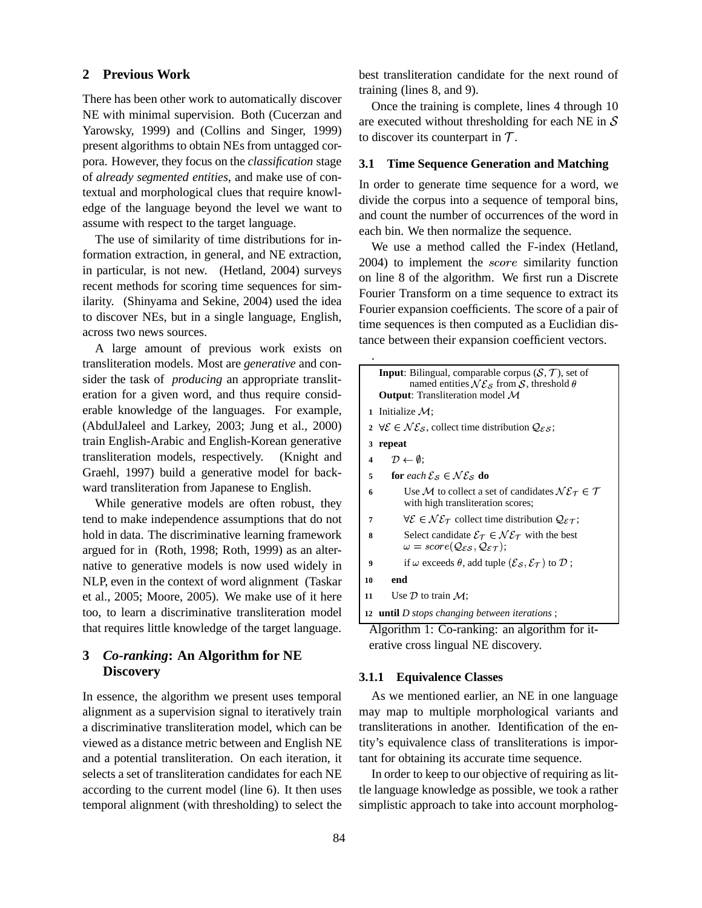## 2 Previous Work

There has been other work to automatically discover NE with minimal supervision. Both (Cucerzan and Yarowsky, 1999) and (Collins and Singer, 1999) present algorithms to obtain NEs from untagged corpora. However, they focus on the *classification* stage of *already segmented entities*, and make use of contextual and morphological clues that require knowledge of the language beyond the level we want to assume with respect to the target language.

The use of similarity of time distributions for information extraction, in general, and NE extraction, in particular, is not new. (Hetland, 2004) surveys recent methods for scoring time sequences for similarity. (Shinyama and Sekine, 2004) used the idea to discover NEs, but in a single language, English, across two news sources.

A large amount of previous work exists on transliteration models. Most are *generative* and consider the task of *producing* an appropriate transliteration for a given word, and thus require considerable knowledge of the languages. For example, (AbdulJaleel and Larkey, 2003; Jung et al., 2000) train English-Arabic and English-Korean generative transliteration models, respectively. (Knight and Graehl, 1997) build a generative model for backward transliteration from Japanese to English.

While generative models are often robust, they tend to make independence assumptions that do not hold in data. The discriminative learning framework argued for in (Roth, 1998; Roth, 1999) as an alternative to generative models is now used widely in NLP, even in the context of word alignment (Taskar et al., 2005; Moore, 2005). We make use of it here too, to learn a discriminative transliteration model that requires little knowledge of the target language.

## 3 *Co-ranking*: An Algorithm for NE Discovery

In essence, the algorithm we present uses temporal alignment as a supervision signal to iteratively train a discriminative transliteration model, which can be viewed as a distance metric between and English NE and a potential transliteration. On each iteration, it selects a set of transliteration candidates for each NE according to the current model (line 6). It then uses temporal alignment (with thresholding) to select the best transliteration candidate for the next round of training (lines 8, and 9).

Once the training is complete, lines 4 through 10 are executed without thresholding for each NE in $\mathcal{S}$ to discover its counterpart in $\mathcal{T}$.

### 3.1 Time Sequence Generation and Matching

In order to generate time sequence for a word, we divide the corpus into a sequence of temporal bins, and count the number of occurrences of the word in each bin. We then normalize the sequence.

We use a method called the F-index (Hetland, 2004) to implement the $score$ similarity function on line 8 of the algorithm. We first run a Discrete Fourier Transform on a time sequence to extract its Fourier expansion coefficients. The score of a pair of time sequences is then computed as a Euclidian distance between their expansion coefficient vectors.

**Input**: Bilingual, comparable corpus $(\mathcal{S}, \mathcal{T})$, set of named entities $\mathcal{NE}_{\mathcal{S}}$ from $\mathcal{S}$, threshold $\theta$
**Output**: Transliteration model $\mathcal{M}$

1. Initialize $\mathcal{M}$;
2. $\forall \mathcal{E} \in \mathcal{NE}_{\mathcal{S}}$, collect time distribution $\mathcal{Q}_{\mathcal{ES}}$;
3. **repeat**
4. $\quad\mathcal{D} \leftarrow \emptyset$;
5. $\quad$**for** *each* $\mathcal{E}_{\mathcal{S}} \in \mathcal{NE}_{\mathcal{S}}$ **do**
6. $\quad\quad$Use $\mathcal{M}$ to collect a set of candidates $\mathcal{NE}_{\mathcal{T}} \in \mathcal{T}$ with high transliteration scores;
7. $\quad\quad\forall \mathcal{E} \in \mathcal{NE}_{\mathcal{T}}$ collect time distribution $\mathcal{Q}_{\mathcal{ET}}$;
8. $\quad\quad$Select candidate $\mathcal{E}_{\mathcal{T}} \in \mathcal{NE}_{\mathcal{T}}$ with the best $\omega = score(\mathcal{Q}_{\mathcal{ES}}, \mathcal{Q}_{\mathcal{ET}})$;
9. $\quad\quad$if $\omega$ exceeds $\theta$, add tuple $(\mathcal{E}_{\mathcal{S}}, \mathcal{E}_{\mathcal{T}})$ to $\mathcal{D}$ ;
10. $\quad$**end**
11. $\quad$Use $\mathcal{D}$ to train $\mathcal{M}$;
12. **until** *D stops changing between iterations* ;

Algorithm 1: Co-ranking: an algorithm for iterative cross lingual NE discovery.

#### 3.1.1 Equivalence Classes

As we mentioned earlier, an NE in one language may map to multiple morphological variants and transliterations in another. Identification of the entity's equivalence class of transliterations is important for obtaining its accurate time sequence.

In order to keep to our objective of requiring as little language knowledge as possible, we took a rather simplistic approach to take into account morpholog-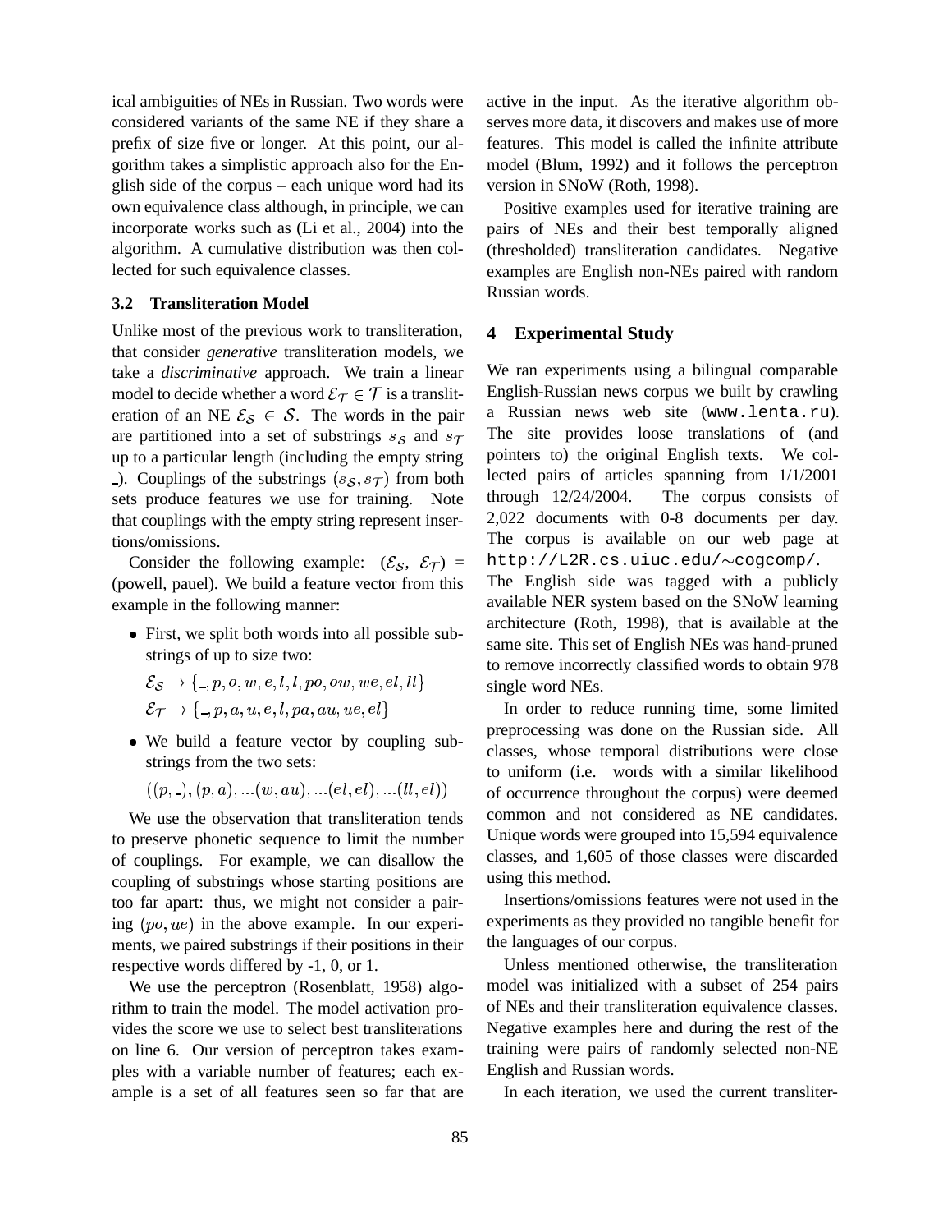ical ambiguities of NEs in Russian. Two words were considered variants of the same NE if they share a prefix of size five or longer. At this point, our algorithm takes a simplistic approach also for the English side of the corpus – each unique word had its own equivalence class although, in principle, we can incorporate works such as (Li et al., 2004) into the algorithm. A cumulative distribution was then collected for such equivalence classes.

### 3.2 Transliteration Model

Unlike most of the previous work to transliteration, that consider *generative* transliteration models, we take a *discriminative* approach. We train a linear model to decide whether a word $\mathcal{E}_\mathcal{T} \in \mathcal{T}$ is a transliteration of an NE $\mathcal{E}_\mathcal{S} \in \mathcal{S}$. The words in the pair are partitioned into a set of substrings $s_\mathcal{S}$ and $s_\mathcal{T}$ up to a particular length (including the empty string _). Couplings of the substrings $(s_\mathcal{S}, s_\mathcal{T})$ from both sets produce features we use for training. Note that couplings with the empty string represent insertions/omissions.

Consider the following example: $(\mathcal{E}_\mathcal{S},\ \mathcal{E}_\mathcal{T})$ = (powell, pauel). We build a feature vector from this example in the following manner:

- First, we split both words into all possible substrings of up to size two:

  $\mathcal{E}_\mathcal{S} \rightarrow \{\_, p, o, w, e, l, l, po, ow, we, el, ll\}$

  $\mathcal{E}_\mathcal{T} \rightarrow \{\_, p, a, u, e, l, pa, au, ue, el\}$

- We build a feature vector by coupling substrings from the two sets:

  $((p, \_), (p, a), ...(w, au), ...(el, el), ...(ll, el))$

We use the observation that transliteration tends to preserve phonetic sequence to limit the number of couplings. For example, we can disallow the coupling of substrings whose starting positions are too far apart: thus, we might not consider a pairing $(po, ue)$ in the above example. In our experiments, we paired substrings if their positions in their respective words differed by -1, 0, or 1.

We use the perceptron (Rosenblatt, 1958) algorithm to train the model. The model activation provides the score we use to select best transliterations on line 6. Our version of perceptron takes examples with a variable number of features; each example is a set of all features seen so far that are active in the input. As the iterative algorithm observes more data, it discovers and makes use of more features. This model is called the infinite attribute model (Blum, 1992) and it follows the perceptron version in SNoW (Roth, 1998).

Positive examples used for iterative training are pairs of NEs and their best temporally aligned (thresholded) transliteration candidates. Negative examples are English non-NEs paired with random Russian words.

## 4 Experimental Study

We ran experiments using a bilingual comparable English-Russian news corpus we built by crawling a Russian news web site (www.lenta.ru). The site provides loose translations of (and pointers to) the original English texts. We collected pairs of articles spanning from 1/1/2001 through 12/24/2004. The corpus consists of 2,022 documents with 0-8 documents per day. The corpus is available on our web page at http://L2R.cs.uiuc.edu/∼cogcomp/.

The English side was tagged with a publicly available NER system based on the SNoW learning architecture (Roth, 1998), that is available at the same site. This set of English NEs was hand-pruned to remove incorrectly classified words to obtain 978 single word NEs.

In order to reduce running time, some limited preprocessing was done on the Russian side. All classes, whose temporal distributions were close to uniform (i.e. words with a similar likelihood of occurrence throughout the corpus) were deemed common and not considered as NE candidates. Unique words were grouped into 15,594 equivalence classes, and 1,605 of those classes were discarded using this method.

Insertions/omissions features were not used in the experiments as they provided no tangible benefit for the languages of our corpus.

Unless mentioned otherwise, the transliteration model was initialized with a subset of 254 pairs of NEs and their transliteration equivalence classes. Negative examples here and during the rest of the training were pairs of randomly selected non-NE English and Russian words.

In each iteration, we used the current transliter-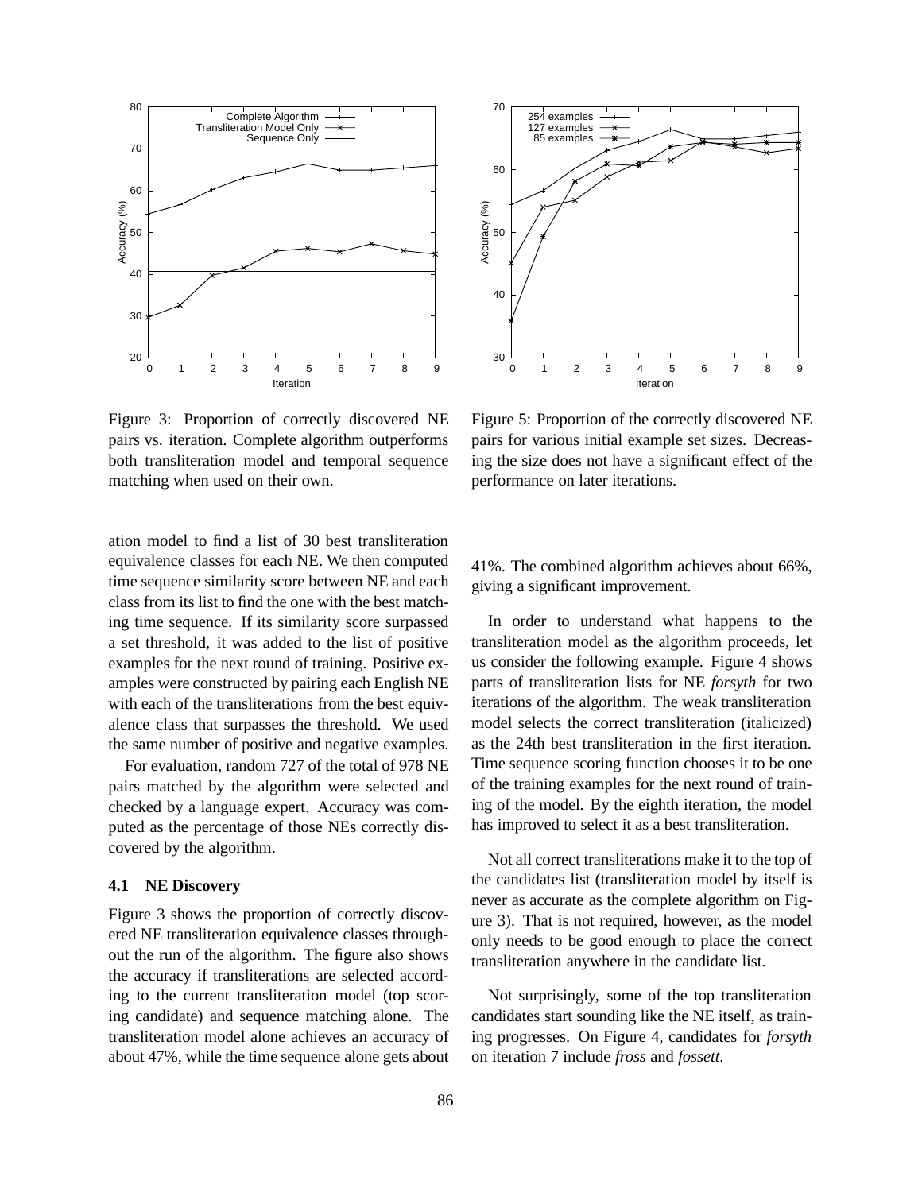Figure 3: Proportion of correctly discovered NE pairs vs. iteration. Complete algorithm outperforms both transliteration model and temporal sequence matching when used on their own.

Figure 5: Proportion of the correctly discovered NE pairs for various initial example set sizes. Decreasing the size does not have a significant effect of the performance on later iterations.

ation model to find a list of 30 best transliteration equivalence classes for each NE. We then computed time sequence similarity score between NE and each class from its list to find the one with the best matching time sequence. If its similarity score surpassed a set threshold, it was added to the list of positive examples for the next round of training. Positive examples were constructed by pairing each English NE with each of the transliterations from the best equivalence class that surpasses the threshold. We used the same number of positive and negative examples.

For evaluation, random 727 of the total of 978 NE pairs matched by the algorithm were selected and checked by a language expert. Accuracy was computed as the percentage of those NEs correctly discovered by the algorithm.

### 4.1 NE Discovery

Figure 3 shows the proportion of correctly discovered NE transliteration equivalence classes throughout the run of the algorithm. The figure also shows the accuracy if transliterations are selected according to the current transliteration model (top scoring candidate) and sequence matching alone. The transliteration model alone achieves an accuracy of about 47%, while the time sequence alone gets about 41%. The combined algorithm achieves about 66%, giving a significant improvement.

In order to understand what happens to the transliteration model as the algorithm proceeds, let us consider the following example. Figure 4 shows parts of transliteration lists for NE *forsyth* for two iterations of the algorithm. The weak transliteration model selects the correct transliteration (italicized) as the 24th best transliteration in the first iteration. Time sequence scoring function chooses it to be one of the training examples for the next round of training of the model. By the eighth iteration, the model has improved to select it as a best transliteration.

Not all correct transliterations make it to the top of the candidates list (transliteration model by itself is never as accurate as the complete algorithm on Figure 3). That is not required, however, as the model only needs to be good enough to place the correct transliteration anywhere in the candidate list.

Not surprisingly, some of the top transliteration candidates start sounding like the NE itself, as training progresses. On Figure 4, candidates for *forsyth* on iteration 7 include *fross* and *fossett*.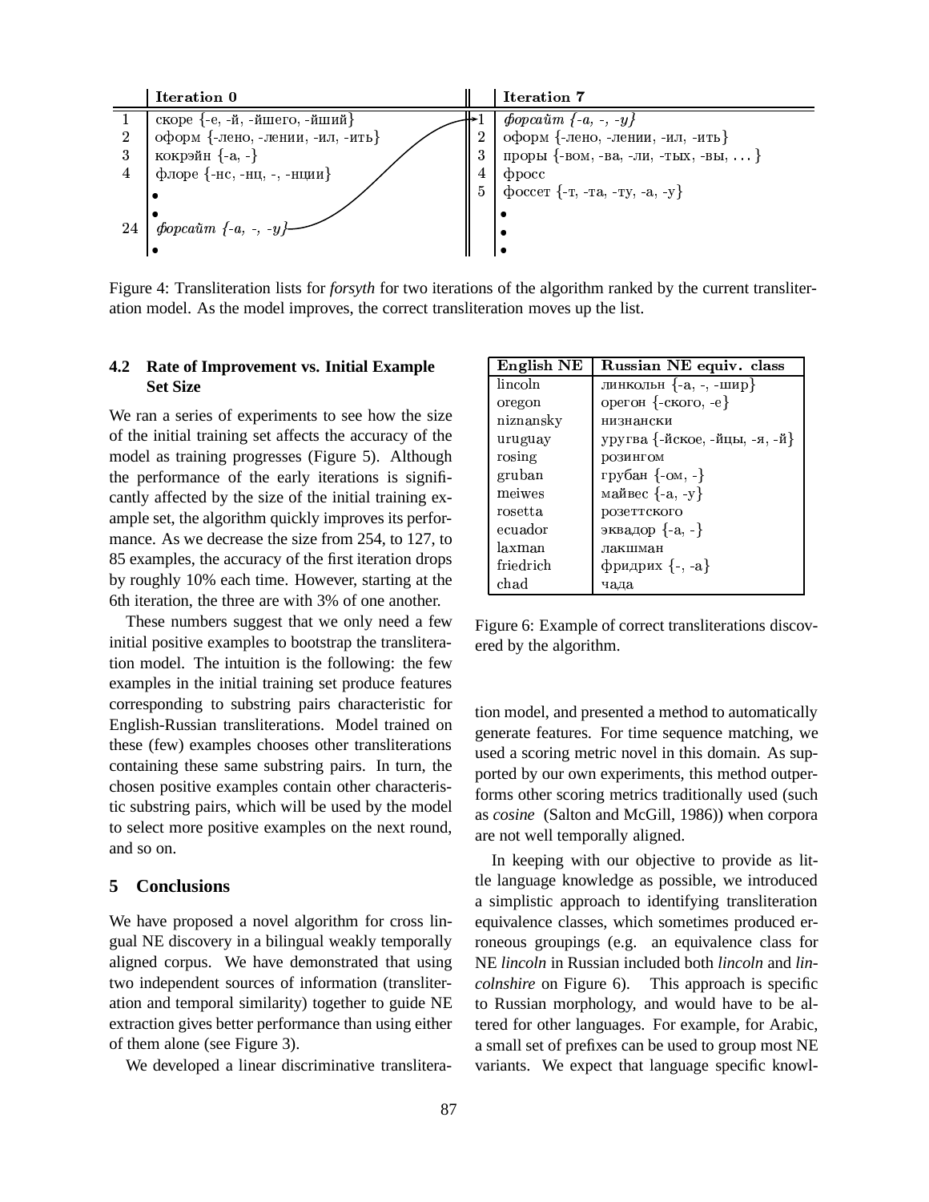| | Iteration 0 | | | Iteration 7 |
|---|---|---|---|---|
| 1 | скоре {-е, -й, -йшего, -йший} | | 1 | *форсайт {-а, -, -у}* |
| 2 | оформ {-лено, -лении, -ил, -ить} | | 2 | оформ {-лено, -лении, -ил, -ить} |
| 3 | кокрэйн {-а, -} | | 3 | проры {-вом, -ва, -ли, -тых, -вы, ...} |
| 4 | флоре {-нс, -нц, -, -нции} | | 4 | фросс |
| | • | | 5 | фоссет {-т, -та, -ту, -а, -у} |
| | • | | | • |
| 24 | *форсайт {-а, -, -у}* | | | • |
| | • | | | • |

Figure 4: Transliteration lists for *forsyth* for two iterations of the algorithm ranked by the current transliteration model. As the model improves, the correct transliteration moves up the list.

### 4.2 Rate of Improvement vs. Initial Example Set Size

We ran a series of experiments to see how the size of the initial training set affects the accuracy of the model as training progresses (Figure 5). Although the performance of the early iterations is significantly affected by the size of the initial training example set, the algorithm quickly improves its performance. As we decrease the size from 254, to 127, to 85 examples, the accuracy of the first iteration drops by roughly 10% each time. However, starting at the 6th iteration, the three are with 3% of one another.

These numbers suggest that we only need a few initial positive examples to bootstrap the transliteration model. The intuition is the following: the few examples in the initial training set produce features corresponding to substring pairs characteristic for English-Russian transliterations. Model trained on these (few) examples chooses other transliterations containing these same substring pairs. In turn, the chosen positive examples contain other characteristic substring pairs, which will be used by the model to select more positive examples on the next round, and so on.

| English NE | Russian NE equiv. class |
|---|---|
| lincoln | линкольн {-а, -, -шир} |
| oregon | орегон {-ского, -е} |
| niznansky | низнански |
| uruguay | уругва {-йское, -йцы, -я, -й} |
| rosing | розингом |
| gruban | грубан {-ом, -} |
| meiwes | майвес {-а, -у} |
| rosetta | розеттского |
| ecuador | эквадор {-а, -} |
| laxman | лакшман |
| friedrich | фридрих {-, -а} |
| chad | чада |

Figure 6: Example of correct transliterations discovered by the algorithm.

## 5 Conclusions

We have proposed a novel algorithm for cross lingual NE discovery in a bilingual weakly temporally aligned corpus. We have demonstrated that using two independent sources of information (transliteration and temporal similarity) together to guide NE extraction gives better performance than using either of them alone (see Figure 3).

We developed a linear discriminative transliteration model, and presented a method to automatically generate features. For time sequence matching, we used a scoring metric novel in this domain. As supported by our own experiments, this method outperforms other scoring metrics traditionally used (such as *cosine* (Salton and McGill, 1986)) when corpora are not well temporally aligned.

In keeping with our objective to provide as little language knowledge as possible, we introduced a simplistic approach to identifying transliteration equivalence classes, which sometimes produced erroneous groupings (e.g. an equivalence class for NE *lincoln* in Russian included both *lincoln* and *lincolnshire* on Figure 6). This approach is specific to Russian morphology, and would have to be altered for other languages. For example, for Arabic, a small set of prefixes can be used to group most NE variants. We expect that language specific knowl-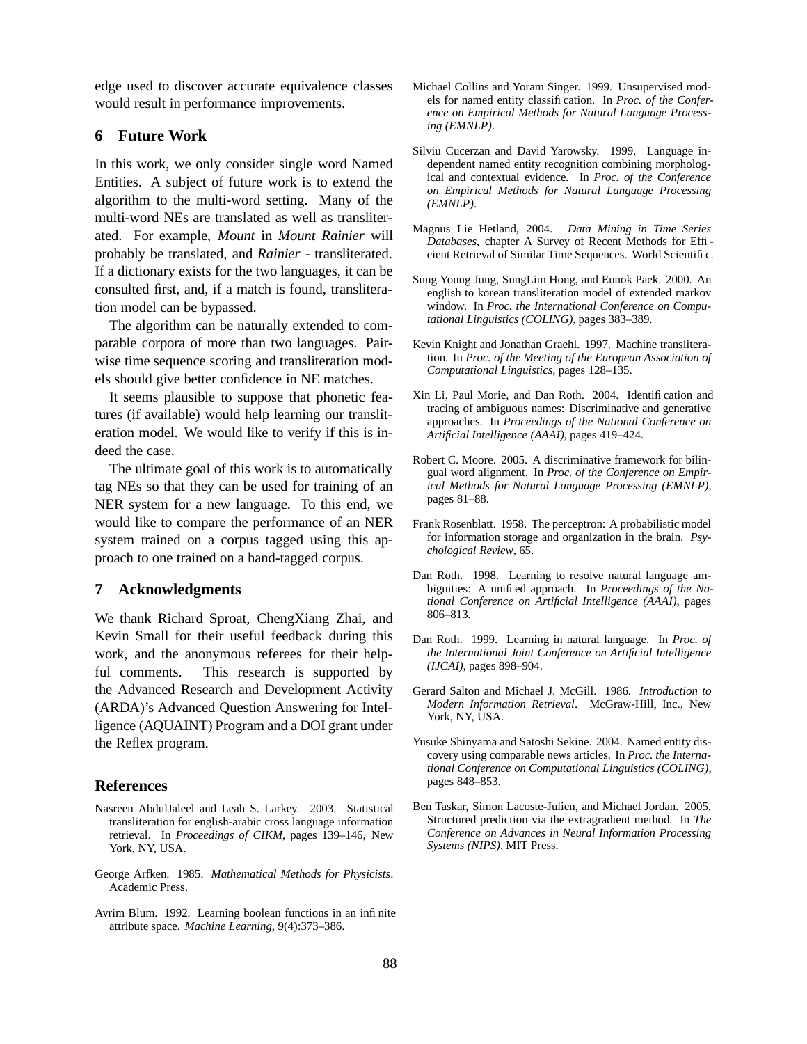edge used to discover accurate equivalence classes would result in performance improvements.

## 6 Future Work

In this work, we only consider single word Named Entities. A subject of future work is to extend the algorithm to the multi-word setting. Many of the multi-word NEs are translated as well as transliterated. For example, *Mount* in *Mount Rainier* will probably be translated, and *Rainier* - transliterated. If a dictionary exists for the two languages, it can be consulted first, and, if a match is found, transliteration model can be bypassed.

The algorithm can be naturally extended to comparable corpora of more than two languages. Pairwise time sequence scoring and transliteration models should give better confidence in NE matches.

It seems plausible to suppose that phonetic features (if available) would help learning our transliteration model. We would like to verify if this is indeed the case.

The ultimate goal of this work is to automatically tag NEs so that they can be used for training of an NER system for a new language. To this end, we would like to compare the performance of an NER system trained on a corpus tagged using this approach to one trained on a hand-tagged corpus.

## 7 Acknowledgments

We thank Richard Sproat, ChengXiang Zhai, and Kevin Small for their useful feedback during this work, and the anonymous referees for their helpful comments. This research is supported by the Advanced Research and Development Activity (ARDA)'s Advanced Question Answering for Intelligence (AQUAINT) Program and a DOI grant under the Reflex program.

## References

Nasreen AbdulJaleel and Leah S. Larkey. 2003. Statistical transliteration for english-arabic cross language information retrieval. In *Proceedings of CIKM*, pages 139–146, New York, NY, USA.

George Arfken. 1985. *Mathematical Methods for Physicists*. Academic Press.

Avrim Blum. 1992. Learning boolean functions in an infinite attribute space. *Machine Learning*, 9(4):373–386.

Michael Collins and Yoram Singer. 1999. Unsupervised models for named entity classification. In *Proc. of the Conference on Empirical Methods for Natural Language Processing (EMNLP)*.

Silviu Cucerzan and David Yarowsky. 1999. Language independent named entity recognition combining morphological and contextual evidence. In *Proc. of the Conference on Empirical Methods for Natural Language Processing (EMNLP)*.

Magnus Lie Hetland, 2004. *Data Mining in Time Series Databases*, chapter A Survey of Recent Methods for Efficient Retrieval of Similar Time Sequences. World Scientific.

Sung Young Jung, SungLim Hong, and Eunok Paek. 2000. An english to korean transliteration model of extended markov window. In *Proc. the International Conference on Computational Linguistics (COLING)*, pages 383–389.

Kevin Knight and Jonathan Graehl. 1997. Machine transliteration. In *Proc. of the Meeting of the European Association of Computational Linguistics*, pages 128–135.

Xin Li, Paul Morie, and Dan Roth. 2004. Identification and tracing of ambiguous names: Discriminative and generative approaches. In *Proceedings of the National Conference on Artificial Intelligence (AAAI)*, pages 419–424.

Robert C. Moore. 2005. A discriminative framework for bilingual word alignment. In *Proc. of the Conference on Empirical Methods for Natural Language Processing (EMNLP)*, pages 81–88.

Frank Rosenblatt. 1958. The perceptron: A probabilistic model for information storage and organization in the brain. *Psychological Review*, 65.

Dan Roth. 1998. Learning to resolve natural language ambiguities: A unified approach. In *Proceedings of the National Conference on Artificial Intelligence (AAAI)*, pages 806–813.

Dan Roth. 1999. Learning in natural language. In *Proc. of the International Joint Conference on Artificial Intelligence (IJCAI)*, pages 898–904.

Gerard Salton and Michael J. McGill. 1986. *Introduction to Modern Information Retrieval*. McGraw-Hill, Inc., New York, NY, USA.

Yusuke Shinyama and Satoshi Sekine. 2004. Named entity discovery using comparable news articles. In *Proc. the International Conference on Computational Linguistics (COLING)*, pages 848–853.

Ben Taskar, Simon Lacoste-Julien, and Michael Jordan. 2005. Structured prediction via the extragradient method. In *The Conference on Advances in Neural Information Processing Systems (NIPS)*. MIT Press.